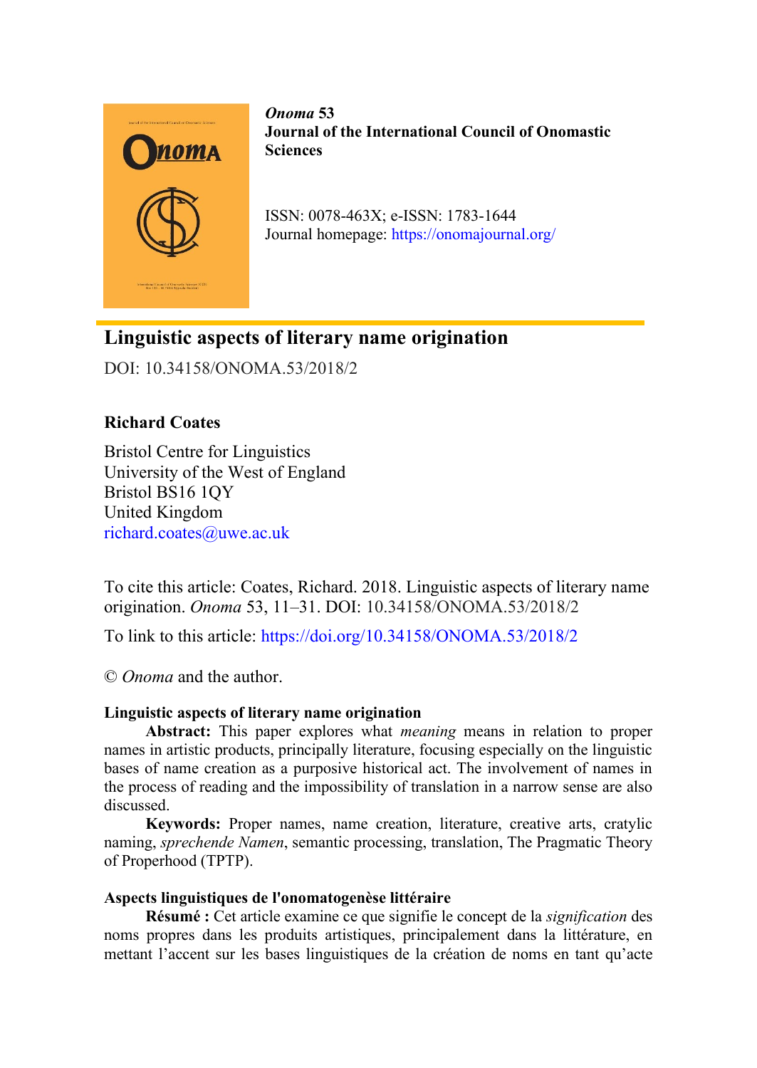*Onoma* **53**
**Journal of the International Council of Onomastic Sciences**

ISSN: 0078-463X; e-ISSN: 1783-1644
Journal homepage: https://onomajournal.org/

# Linguistic aspects of literary name origination

DOI: 10.34158/ONOMA.53/2018/2

**Richard Coates**

Bristol Centre for Linguistics
University of the West of England
Bristol BS16 1QY
United Kingdom
richard.coates@uwe.ac.uk

To cite this article: Coates, Richard. 2018. Linguistic aspects of literary name origination. *Onoma* 53, 11–31. DOI: 10.34158/ONOMA.53/2018/2

To link to this article: https://doi.org/10.34158/ONOMA.53/2018/2

© *Onoma* and the author.

**Linguistic aspects of literary name origination**

**Abstract:** This paper explores what *meaning* means in relation to proper names in artistic products, principally literature, focusing especially on the linguistic bases of name creation as a purposive historical act. The involvement of names in the process of reading and the impossibility of translation in a narrow sense are also discussed.

**Keywords:** Proper names, name creation, literature, creative arts, cratylic naming, *sprechende Namen*, semantic processing, translation, The Pragmatic Theory of Properhood (TPTP).

**Aspects linguistiques de l'onomatogenèse littéraire**

**Résumé :** Cet article examine ce que signifie le concept de la *signification* des noms propres dans les produits artistiques, principalement dans la littérature, en mettant l'accent sur les bases linguistiques de la création de noms en tant qu'acte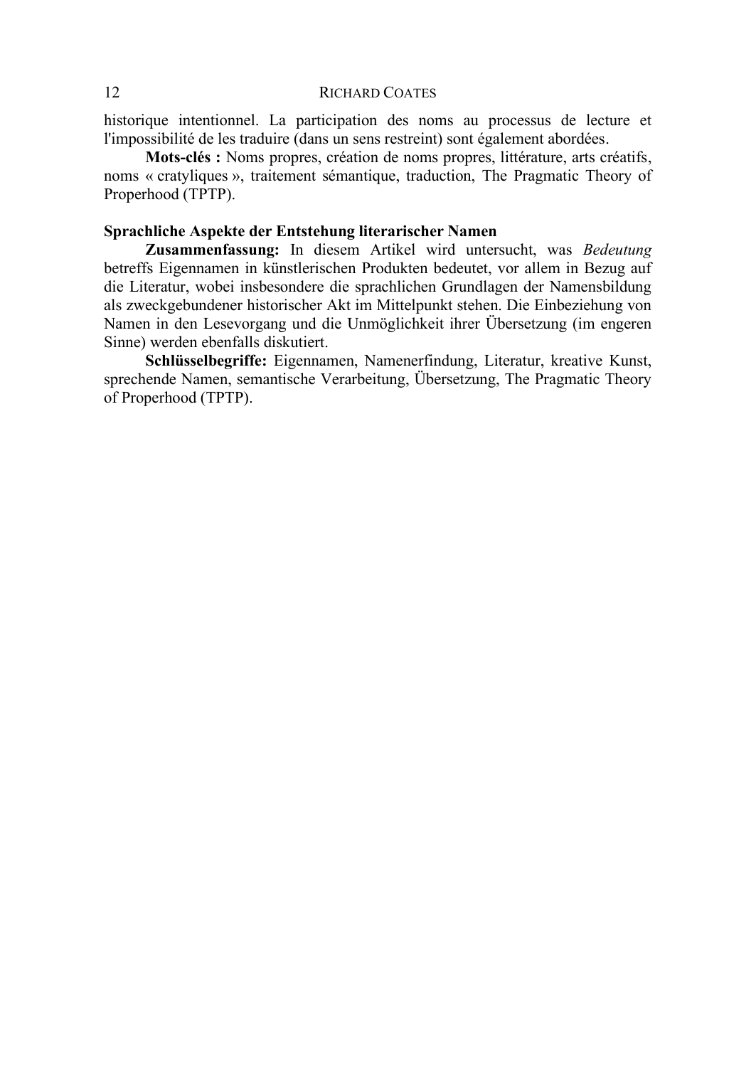historique intentionnel. La participation des noms au processus de lecture et l'impossibilité de les traduire (dans un sens restreint) sont également abordées.

**Mots-clés :** Noms propres, création de noms propres, littérature, arts créatifs, noms « cratyliques », traitement sémantique, traduction, The Pragmatic Theory of Properhood (TPTP).

### Sprachliche Aspekte der Entstehung literarischer Namen

**Zusammenfassung:** In diesem Artikel wird untersucht, was *Bedeutung* betreffs Eigennamen in künstlerischen Produkten bedeutet, vor allem in Bezug auf die Literatur, wobei insbesondere die sprachlichen Grundlagen der Namensbildung als zweckgebundener historischer Akt im Mittelpunkt stehen. Die Einbeziehung von Namen in den Lesevorgang und die Unmöglichkeit ihrer Übersetzung (im engeren Sinne) werden ebenfalls diskutiert.

**Schlüsselbegriffe:** Eigennamen, Namenerfindung, Literatur, kreative Kunst, sprechende Namen, semantische Verarbeitung, Übersetzung, The Pragmatic Theory of Properhood (TPTP).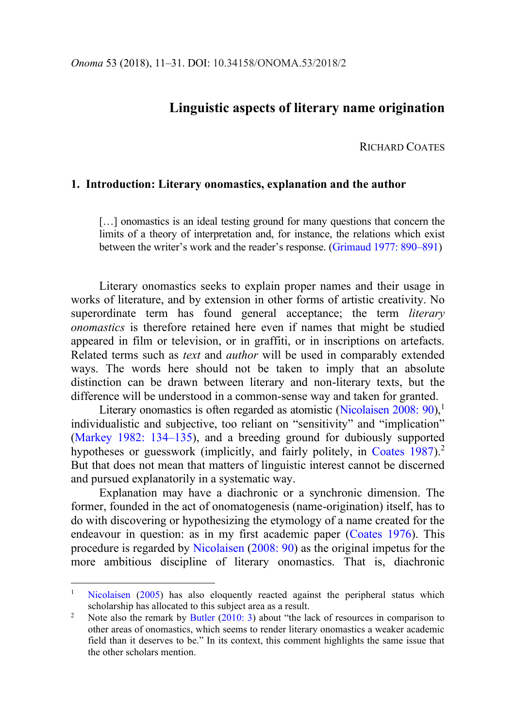# Linguistic aspects of literary name origination

RICHARD COATES

## 1. Introduction: Literary onomastics, explanation and the author

> […] onomastics is an ideal testing ground for many questions that concern the limits of a theory of interpretation and, for instance, the relations which exist between the writer's work and the reader's response. (Grimaud 1977: 890–891)

Literary onomastics seeks to explain proper names and their usage in works of literature, and by extension in other forms of artistic creativity. No superordinate term has found general acceptance; the term *literary onomastics* is therefore retained here even if names that might be studied appeared in film or television, or in graffiti, or in inscriptions on artefacts. Related terms such as *text* and *author* will be used in comparably extended ways. The words here should not be taken to imply that an absolute distinction can be drawn between literary and non-literary texts, but the difference will be understood in a common-sense way and taken for granted.

Literary onomastics is often regarded as atomistic (Nicolaisen 2008: 90),[1] individualistic and subjective, too reliant on "sensitivity" and "implication" (Markey 1982: 134–135), and a breeding ground for dubiously supported hypotheses or guesswork (implicitly, and fairly politely, in Coates 1987).[2] But that does not mean that matters of linguistic interest cannot be discerned and pursued explanatorily in a systematic way.

Explanation may have a diachronic or a synchronic dimension. The former, founded in the act of onomatogenesis (name-origination) itself, has to do with discovering or hypothesizing the etymology of a name created for the endeavour in question: as in my first academic paper (Coates 1976). This procedure is regarded by Nicolaisen (2008: 90) as the original impetus for the more ambitious discipline of literary onomastics. That is, diachronic

---

[1] Nicolaisen (2005) has also eloquently reacted against the peripheral status which scholarship has allocated to this subject area as a result.

[2] Note also the remark by Butler (2010: 3) about "the lack of resources in comparison to other areas of onomastics, which seems to render literary onomastics a weaker academic field than it deserves to be." In its context, this comment highlights the same issue that the other scholars mention.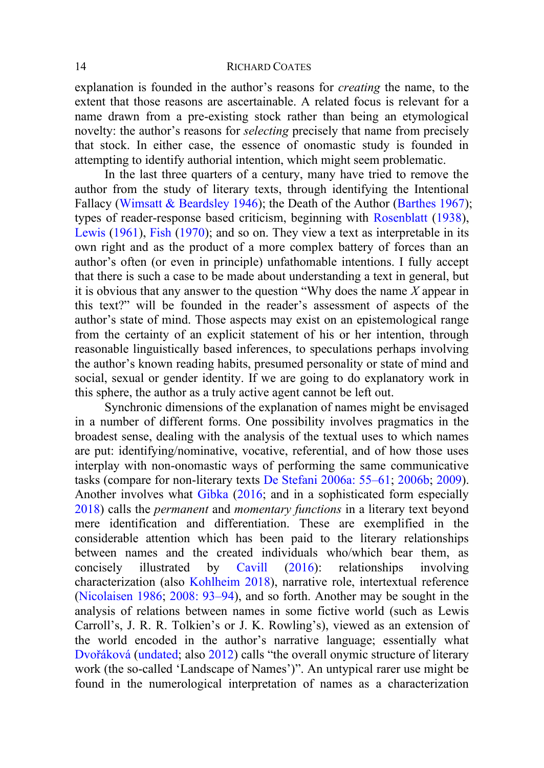explanation is founded in the author's reasons for *creating* the name, to the extent that those reasons are ascertainable. A related focus is relevant for a name drawn from a pre-existing stock rather than being an etymological novelty: the author's reasons for *selecting* precisely that name from precisely that stock. In either case, the essence of onomastic study is founded in attempting to identify authorial intention, which might seem problematic.

In the last three quarters of a century, many have tried to remove the author from the study of literary texts, through identifying the Intentional Fallacy (Wimsatt & Beardsley 1946); the Death of the Author (Barthes 1967); types of reader-response based criticism, beginning with Rosenblatt (1938), Lewis (1961), Fish (1970); and so on. They view a text as interpretable in its own right and as the product of a more complex battery of forces than an author's often (or even in principle) unfathomable intentions. I fully accept that there is such a case to be made about understanding a text in general, but it is obvious that any answer to the question "Why does the name *X* appear in this text?" will be founded in the reader's assessment of aspects of the author's state of mind. Those aspects may exist on an epistemological range from the certainty of an explicit statement of his or her intention, through reasonable linguistically based inferences, to speculations perhaps involving the author's known reading habits, presumed personality or state of mind and social, sexual or gender identity. If we are going to do explanatory work in this sphere, the author as a truly active agent cannot be left out.

Synchronic dimensions of the explanation of names might be envisaged in a number of different forms. One possibility involves pragmatics in the broadest sense, dealing with the analysis of the textual uses to which names are put: identifying/nominative, vocative, referential, and of how those uses interplay with non-onomastic ways of performing the same communicative tasks (compare for non-literary texts De Stefani 2006a: 55–61; 2006b; 2009). Another involves what Gibka (2016; and in a sophisticated form especially 2018) calls the *permanent* and *momentary functions* in a literary text beyond mere identification and differentiation. These are exemplified in the considerable attention which has been paid to the literary relationships between names and the created individuals who/which bear them, as concisely illustrated by Cavill (2016): relationships involving characterization (also Kohlheim 2018), narrative role, intertextual reference (Nicolaisen 1986; 2008: 93–94), and so forth. Another may be sought in the analysis of relations between names in some fictive world (such as Lewis Carroll's, J. R. R. Tolkien's or J. K. Rowling's), viewed as an extension of the world encoded in the author's narrative language; essentially what Dvořáková (undated; also 2012) calls "the overall onymic structure of literary work (the so-called 'Landscape of Names')". An untypical rarer use might be found in the numerological interpretation of names as a characterization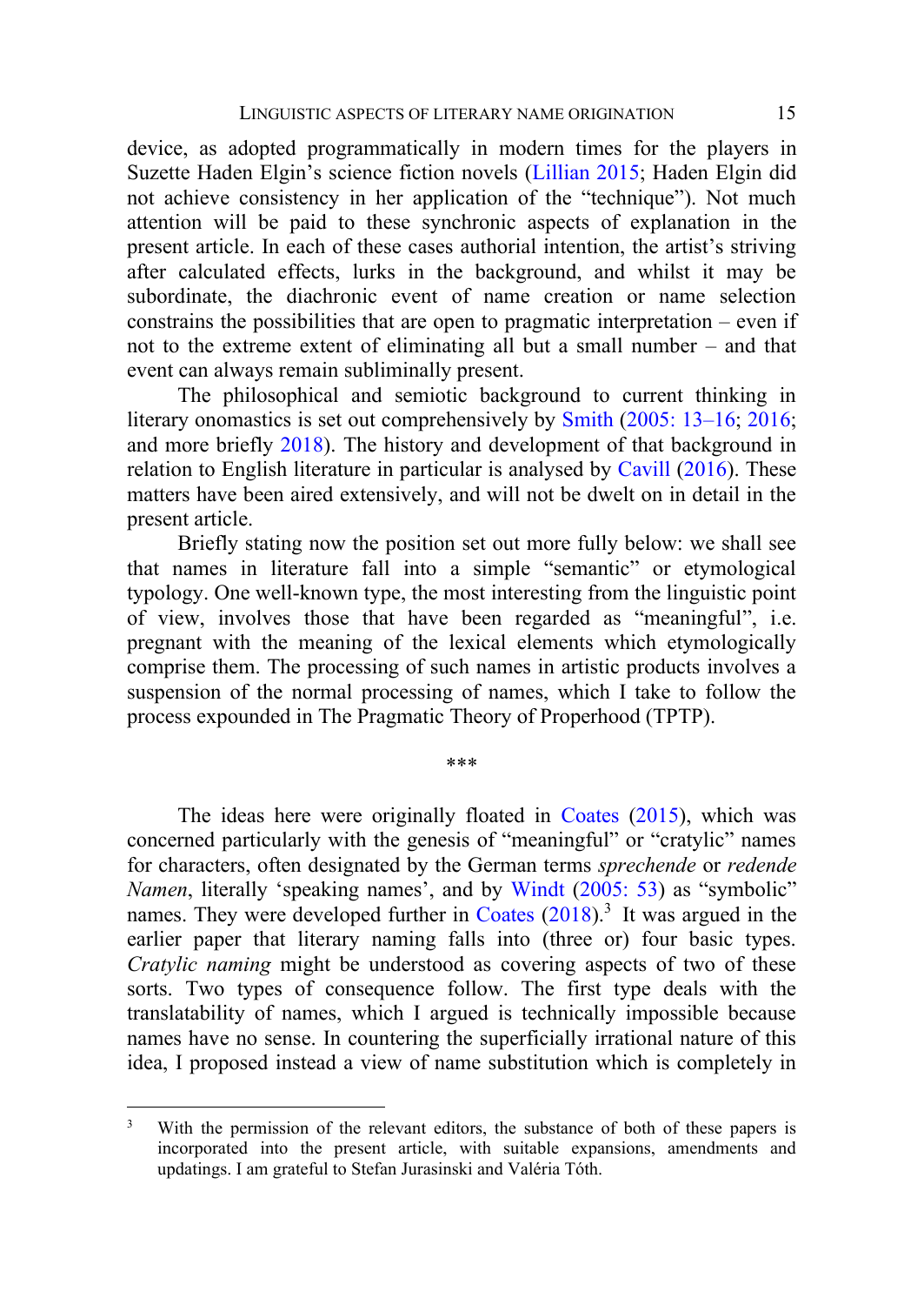device, as adopted programmatically in modern times for the players in Suzette Haden Elgin's science fiction novels (Lillian 2015; Haden Elgin did not achieve consistency in her application of the "technique"). Not much attention will be paid to these synchronic aspects of explanation in the present article. In each of these cases authorial intention, the artist's striving after calculated effects, lurks in the background, and whilst it may be subordinate, the diachronic event of name creation or name selection constrains the possibilities that are open to pragmatic interpretation – even if not to the extreme extent of eliminating all but a small number – and that event can always remain subliminally present.

The philosophical and semiotic background to current thinking in literary onomastics is set out comprehensively by Smith (2005: 13–16; 2016; and more briefly 2018). The history and development of that background in relation to English literature in particular is analysed by Cavill (2016). These matters have been aired extensively, and will not be dwelt on in detail in the present article.

Briefly stating now the position set out more fully below: we shall see that names in literature fall into a simple "semantic" or etymological typology. One well-known type, the most interesting from the linguistic point of view, involves those that have been regarded as "meaningful", i.e. pregnant with the meaning of the lexical elements which etymologically comprise them. The processing of such names in artistic products involves a suspension of the normal processing of names, which I take to follow the process expounded in The Pragmatic Theory of Properhood (TPTP).

\*\*\*

The ideas here were originally floated in Coates (2015), which was concerned particularly with the genesis of "meaningful" or "cratylic" names for characters, often designated by the German terms *sprechende* or *redende Namen*, literally 'speaking names', and by Windt (2005: 53) as "symbolic" names. They were developed further in Coates (2018).[3] It was argued in the earlier paper that literary naming falls into (three or) four basic types. *Cratylic naming* might be understood as covering aspects of two of these sorts. Two types of consequence follow. The first type deals with the translatability of names, which I argued is technically impossible because names have no sense. In countering the superficially irrational nature of this idea, I proposed instead a view of name substitution which is completely in

[3] With the permission of the relevant editors, the substance of both of these papers is incorporated into the present article, with suitable expansions, amendments and updatings. I am grateful to Stefan Jurasinski and Valéria Tóth.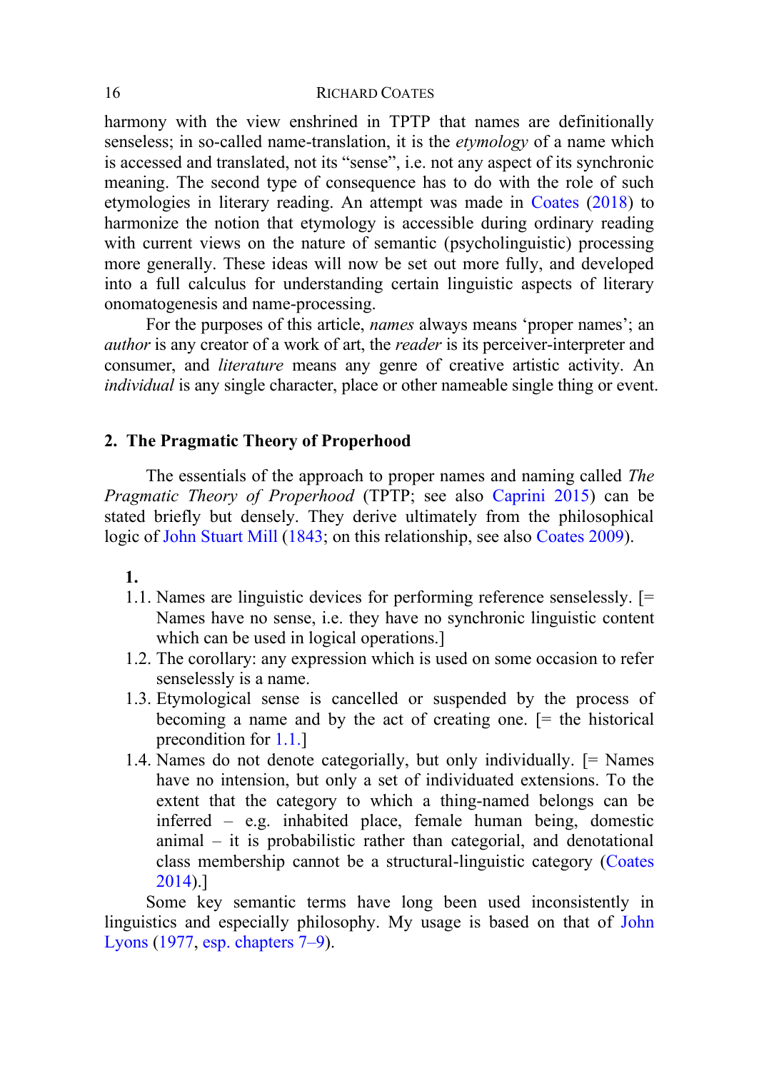harmony with the view enshrined in TPTP that names are definitionally senseless; in so-called name-translation, it is the *etymology* of a name which is accessed and translated, not its "sense", i.e. not any aspect of its synchronic meaning. The second type of consequence has to do with the role of such etymologies in literary reading. An attempt was made in Coates (2018) to harmonize the notion that etymology is accessible during ordinary reading with current views on the nature of semantic (psycholinguistic) processing more generally. These ideas will now be set out more fully, and developed into a full calculus for understanding certain linguistic aspects of literary onomatogenesis and name-processing.

For the purposes of this article, *names* always means 'proper names'; an *author* is any creator of a work of art, the *reader* is its perceiver-interpreter and consumer, and *literature* means any genre of creative artistic activity. An *individual* is any single character, place or other nameable single thing or event.

## 2. The Pragmatic Theory of Properhood

The essentials of the approach to proper names and naming called *The Pragmatic Theory of Properhood* (TPTP; see also Caprini 2015) can be stated briefly but densely. They derive ultimately from the philosophical logic of John Stuart Mill (1843; on this relationship, see also Coates 2009).

**1.**

1.1. Names are linguistic devices for performing reference senselessly. [= Names have no sense, i.e. they have no synchronic linguistic content which can be used in logical operations.]

1.2. The corollary: any expression which is used on some occasion to refer senselessly is a name.

1.3. Etymological sense is cancelled or suspended by the process of becoming a name and by the act of creating one. [= the historical precondition for 1.1.]

1.4. Names do not denote categorially, but only individually. [= Names have no intension, but only a set of individuated extensions. To the extent that the category to which a thing-named belongs can be inferred – e.g. inhabited place, female human being, domestic animal – it is probabilistic rather than categorial, and denotational class membership cannot be a structural-linguistic category (Coates 2014).]

Some key semantic terms have long been used inconsistently in linguistics and especially philosophy. My usage is based on that of John Lyons (1977, esp. chapters 7–9).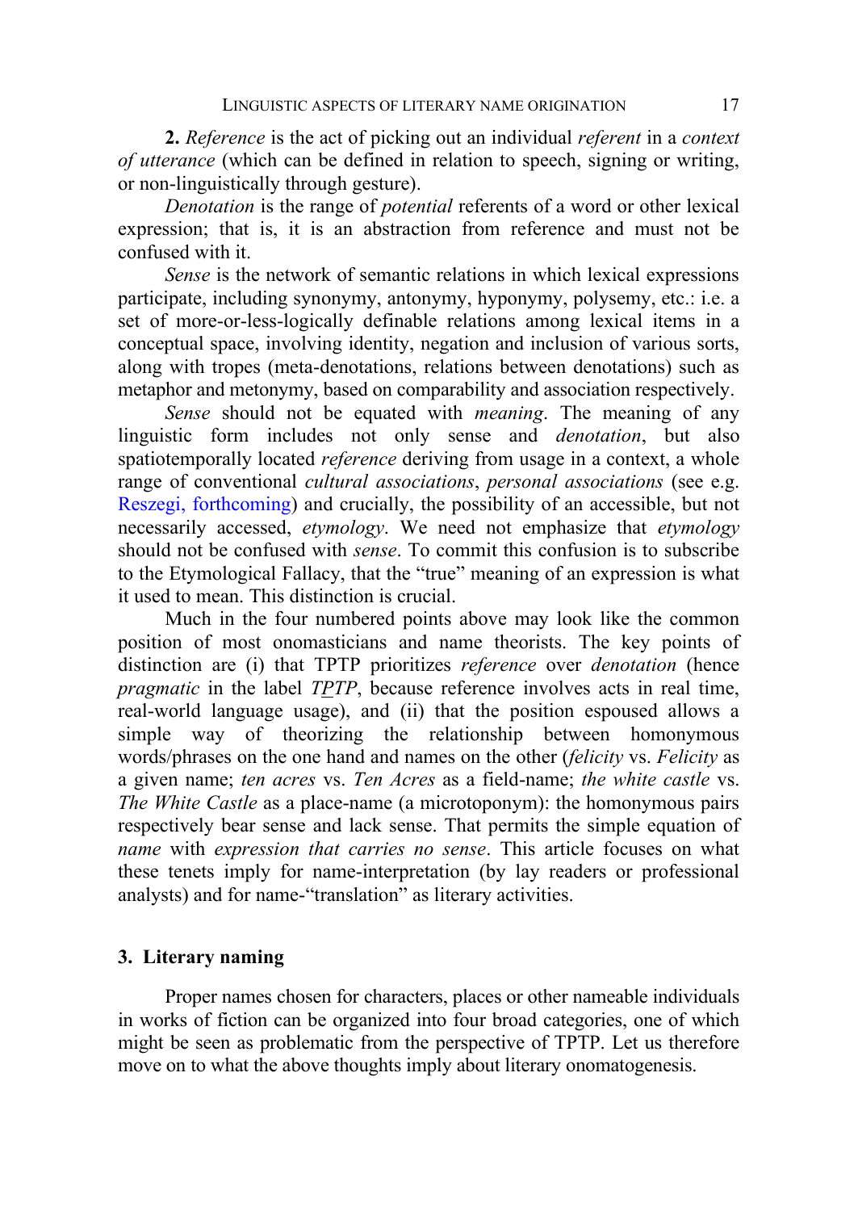**2.** *Reference* is the act of picking out an individual *referent* in a *context of utterance* (which can be defined in relation to speech, signing or writing, or non-linguistically through gesture).

*Denotation* is the range of *potential* referents of a word or other lexical expression; that is, it is an abstraction from reference and must not be confused with it.

*Sense* is the network of semantic relations in which lexical expressions participate, including synonymy, antonymy, hyponymy, polysemy, etc.: i.e. a set of more-or-less-logically definable relations among lexical items in a conceptual space, involving identity, negation and inclusion of various sorts, along with tropes (meta-denotations, relations between denotations) such as metaphor and metonymy, based on comparability and association respectively.

*Sense* should not be equated with *meaning*. The meaning of any linguistic form includes not only sense and *denotation*, but also spatiotemporally located *reference* deriving from usage in a context, a whole range of conventional *cultural associations*, *personal associations* (see e.g. Reszegi, forthcoming) and crucially, the possibility of an accessible, but not necessarily accessed, *etymology*. We need not emphasize that *etymology* should not be confused with *sense*. To commit this confusion is to subscribe to the Etymological Fallacy, that the "true" meaning of an expression is what it used to mean. This distinction is crucial.

Much in the four numbered points above may look like the common position of most onomasticians and name theorists. The key points of distinction are (i) that TPTP prioritizes *reference* over *denotation* (hence *pragmatic* in the label *T<u>P</u>TP*, because reference involves acts in real time, real-world language usage), and (ii) that the position espoused allows a simple way of theorizing the relationship between homonymous words/phrases on the one hand and names on the other (*felicity* vs. *Felicity* as a given name; *ten acres* vs. *Ten Acres* as a field-name; *the white castle* vs. *The White Castle* as a place-name (a microtoponym): the homonymous pairs respectively bear sense and lack sense. That permits the simple equation of *name* with *expression that carries no sense*. This article focuses on what these tenets imply for name-interpretation (by lay readers or professional analysts) and for name-"translation" as literary activities.

## 3. Literary naming

Proper names chosen for characters, places or other nameable individuals in works of fiction can be organized into four broad categories, one of which might be seen as problematic from the perspective of TPTP. Let us therefore move on to what the above thoughts imply about literary onomatogenesis.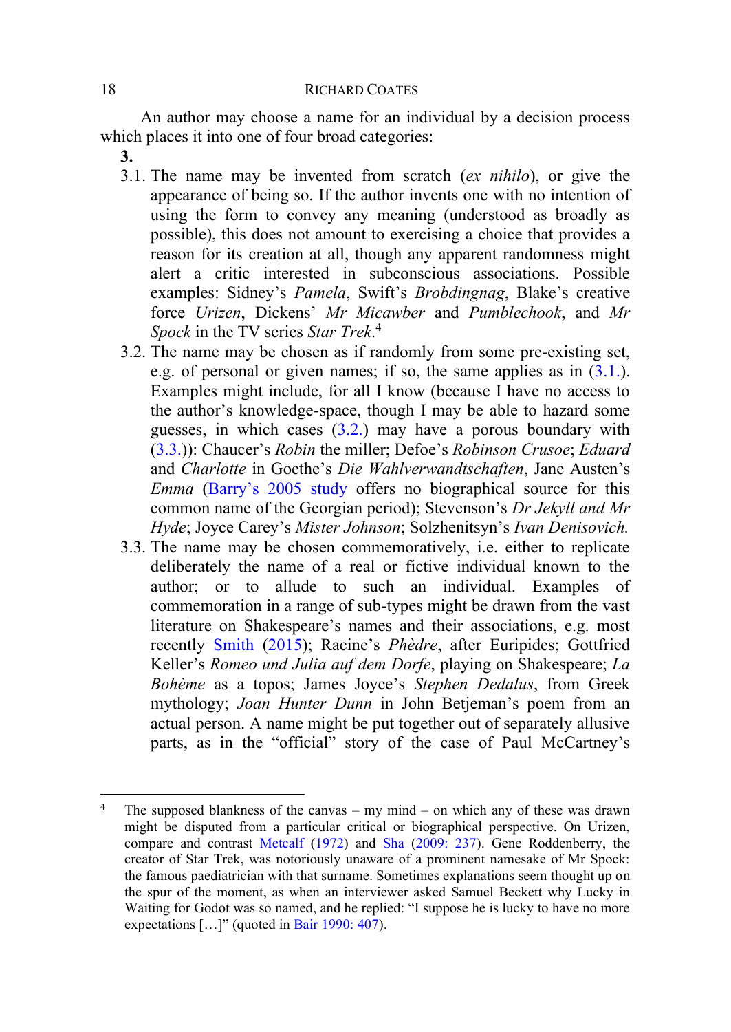An author may choose a name for an individual by a decision process which places it into one of four broad categories:

**3.**

3.1. The name may be invented from scratch (*ex nihilo*), or give the appearance of being so. If the author invents one with no intention of using the form to convey any meaning (understood as broadly as possible), this does not amount to exercising a choice that provides a reason for its creation at all, though any apparent randomness might alert a critic interested in subconscious associations. Possible examples: Sidney's *Pamela*, Swift's *Brobdingnag*, Blake's creative force *Urizen*, Dickens' *Mr Micawber* and *Pumblechook*, and *Mr Spock* in the TV series *Star Trek*.[4]

3.2. The name may be chosen as if randomly from some pre-existing set, e.g. of personal or given names; if so, the same applies as in (3.1.). Examples might include, for all I know (because I have no access to the author's knowledge-space, though I may be able to hazard some guesses, in which cases (3.2.) may have a porous boundary with (3.3.)): Chaucer's *Robin* the miller; Defoe's *Robinson Crusoe*; *Eduard* and *Charlotte* in Goethe's *Die Wahlverwandtschaften*, Jane Austen's *Emma* (Barry's 2005 study offers no biographical source for this common name of the Georgian period); Stevenson's *Dr Jekyll and Mr Hyde*; Joyce Carey's *Mister Johnson*; Solzhenitsyn's *Ivan Denisovich.*

3.3. The name may be chosen commemoratively, i.e. either to replicate deliberately the name of a real or fictive individual known to the author; or to allude to such an individual. Examples of commemoration in a range of sub-types might be drawn from the vast literature on Shakespeare's names and their associations, e.g. most recently Smith (2015); Racine's *Phèdre*, after Euripides; Gottfried Keller's *Romeo und Julia auf dem Dorfe*, playing on Shakespeare; *La Bohème* as a topos; James Joyce's *Stephen Dedalus*, from Greek mythology; *Joan Hunter Dunn* in John Betjeman's poem from an actual person. A name might be put together out of separately allusive parts, as in the "official" story of the case of Paul McCartney's

---

[4] The supposed blankness of the canvas – my mind – on which any of these was drawn might be disputed from a particular critical or biographical perspective. On Urizen, compare and contrast Metcalf (1972) and Sha (2009: 237). Gene Roddenberry, the creator of Star Trek, was notoriously unaware of a prominent namesake of Mr Spock: the famous paediatrician with that surname. Sometimes explanations seem thought up on the spur of the moment, as when an interviewer asked Samuel Beckett why Lucky in Waiting for Godot was so named, and he replied: "I suppose he is lucky to have no more expectations […]" (quoted in Bair 1990: 407).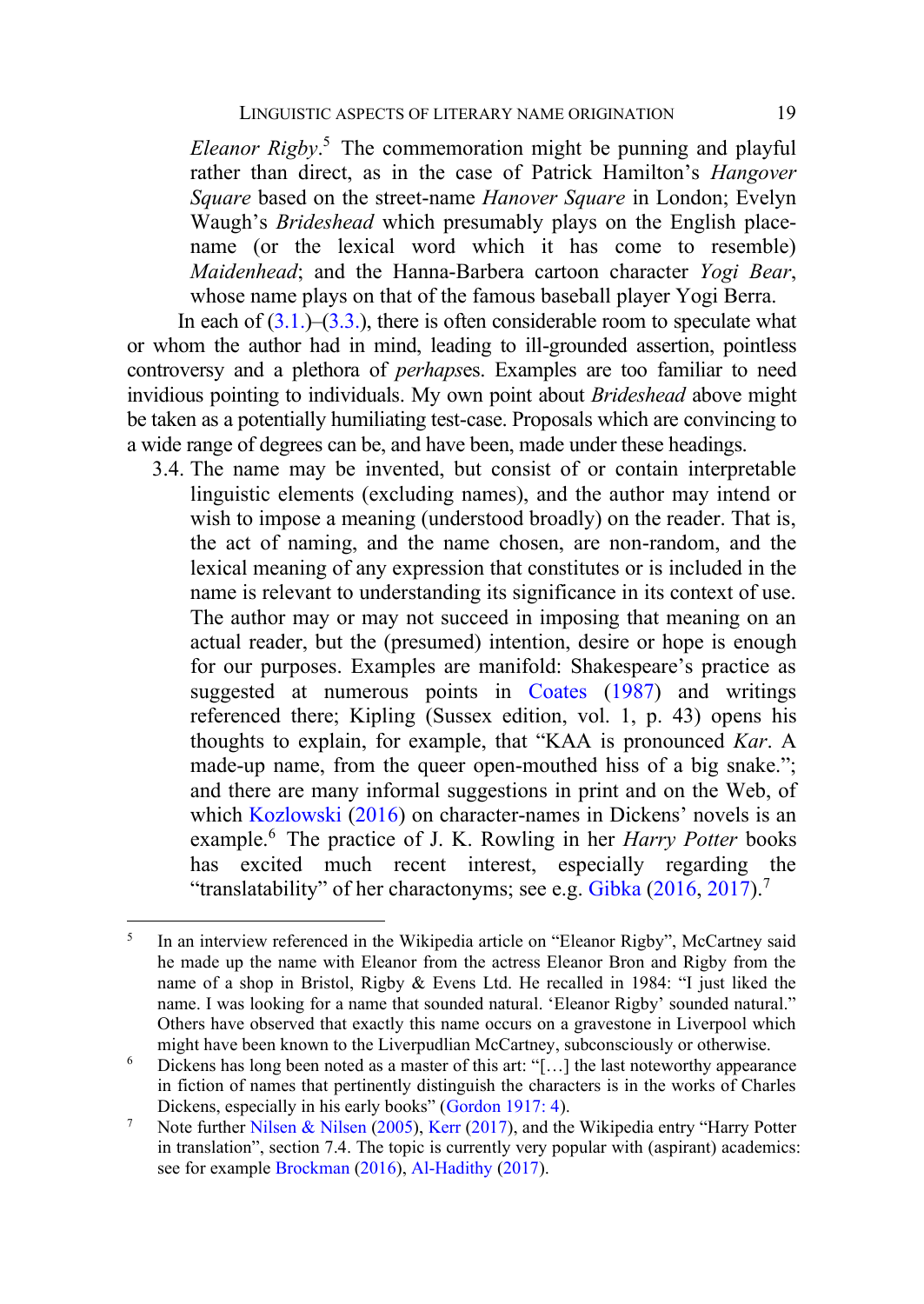*Eleanor Rigby*.[5] The commemoration might be punning and playful rather than direct, as in the case of Patrick Hamilton's *Hangover Square* based on the street-name *Hanover Square* in London; Evelyn Waugh's *Brideshead* which presumably plays on the English place-name (or the lexical word which it has come to resemble) *Maidenhead*; and the Hanna-Barbera cartoon character *Yogi Bear*, whose name plays on that of the famous baseball player Yogi Berra.

In each of (3.1.)–(3.3.), there is often considerable room to speculate what or whom the author had in mind, leading to ill-grounded assertion, pointless controversy and a plethora of *perhaps*es. Examples are too familiar to need invidious pointing to individuals. My own point about *Brideshead* above might be taken as a potentially humiliating test-case. Proposals which are convincing to a wide range of degrees can be, and have been, made under these headings.

3.4. The name may be invented, but consist of or contain interpretable linguistic elements (excluding names), and the author may intend or wish to impose a meaning (understood broadly) on the reader. That is, the act of naming, and the name chosen, are non-random, and the lexical meaning of any expression that constitutes or is included in the name is relevant to understanding its significance in its context of use. The author may or may not succeed in imposing that meaning on an actual reader, but the (presumed) intention, desire or hope is enough for our purposes. Examples are manifold: Shakespeare's practice as suggested at numerous points in Coates (1987) and writings referenced there; Kipling (Sussex edition, vol. 1, p. 43) opens his thoughts to explain, for example, that "KAA is pronounced *Kar*. A made-up name, from the queer open-mouthed hiss of a big snake."; and there are many informal suggestions in print and on the Web, of which Kozlowski (2016) on character-names in Dickens' novels is an example.[6] The practice of J. K. Rowling in her *Harry Potter* books has excited much recent interest, especially regarding the "translatability" of her charactonyms; see e.g. Gibka (2016, 2017).[7]

---

[5] In an interview referenced in the Wikipedia article on "Eleanor Rigby", McCartney said he made up the name with Eleanor from the actress Eleanor Bron and Rigby from the name of a shop in Bristol, Rigby & Evens Ltd. He recalled in 1984: "I just liked the name. I was looking for a name that sounded natural. 'Eleanor Rigby' sounded natural." Others have observed that exactly this name occurs on a gravestone in Liverpool which might have been known to the Liverpudlian McCartney, subconsciously or otherwise.

[6] Dickens has long been noted as a master of this art: "[…] the last noteworthy appearance in fiction of names that pertinently distinguish the characters is in the works of Charles Dickens, especially in his early books" (Gordon 1917: 4).

[7] Note further Nilsen & Nilsen (2005), Kerr (2017), and the Wikipedia entry "Harry Potter in translation", section 7.4. The topic is currently very popular with (aspirant) academics: see for example Brockman (2016), Al-Hadithy (2017).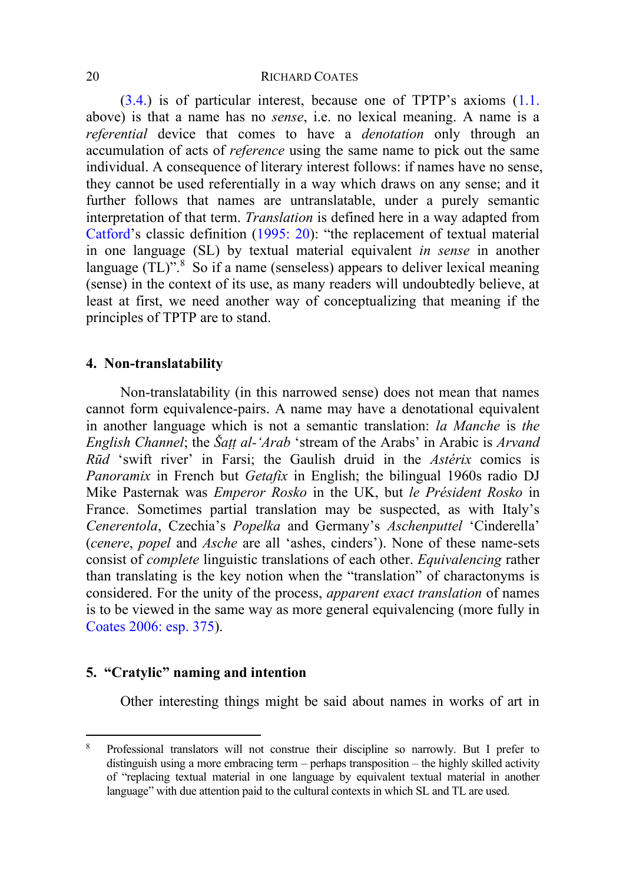(3.4.) is of particular interest, because one of TPTP's axioms (1.1. above) is that a name has no *sense*, i.e. no lexical meaning. A name is a *referential* device that comes to have a *denotation* only through an accumulation of acts of *reference* using the same name to pick out the same individual. A consequence of literary interest follows: if names have no sense, they cannot be used referentially in a way which draws on any sense; and it further follows that names are untranslatable, under a purely semantic interpretation of that term. *Translation* is defined here in a way adapted from Catford's classic definition (1995: 20): "the replacement of textual material in one language (SL) by textual material equivalent *in sense* in another language (TL)".[8] So if a name (senseless) appears to deliver lexical meaning (sense) in the context of its use, as many readers will undoubtedly believe, at least at first, we need another way of conceptualizing that meaning if the principles of TPTP are to stand.

## 4. Non-translatability

Non-translatability (in this narrowed sense) does not mean that names cannot form equivalence-pairs. A name may have a denotational equivalent in another language which is not a semantic translation: *la Manche* is *the English Channel*; the *Šaṭṭ al-ʻArab* 'stream of the Arabs' in Arabic is *Arvand Rūd* 'swift river' in Farsi; the Gaulish druid in the *Astérix* comics is *Panoramix* in French but *Getafix* in English; the bilingual 1960s radio DJ Mike Pasternak was *Emperor Rosko* in the UK, but *le Président Rosko* in France. Sometimes partial translation may be suspected, as with Italy's *Cenerentola*, Czechia's *Popelka* and Germany's *Aschenputtel* 'Cinderella' (*cenere*, *popel* and *Asche* are all 'ashes, cinders'). None of these name-sets consist of *complete* linguistic translations of each other. *Equivalencing* rather than translating is the key notion when the "translation" of charactonyms is considered. For the unity of the process, *apparent exact translation* of names is to be viewed in the same way as more general equivalencing (more fully in Coates 2006: esp. 375).

## 5. "Cratylic" naming and intention

Other interesting things might be said about names in works of art in

---

[8] Professional translators will not construe their discipline so narrowly. But I prefer to distinguish using a more embracing term – perhaps transposition – the highly skilled activity of "replacing textual material in one language by equivalent textual material in another language" with due attention paid to the cultural contexts in which SL and TL are used.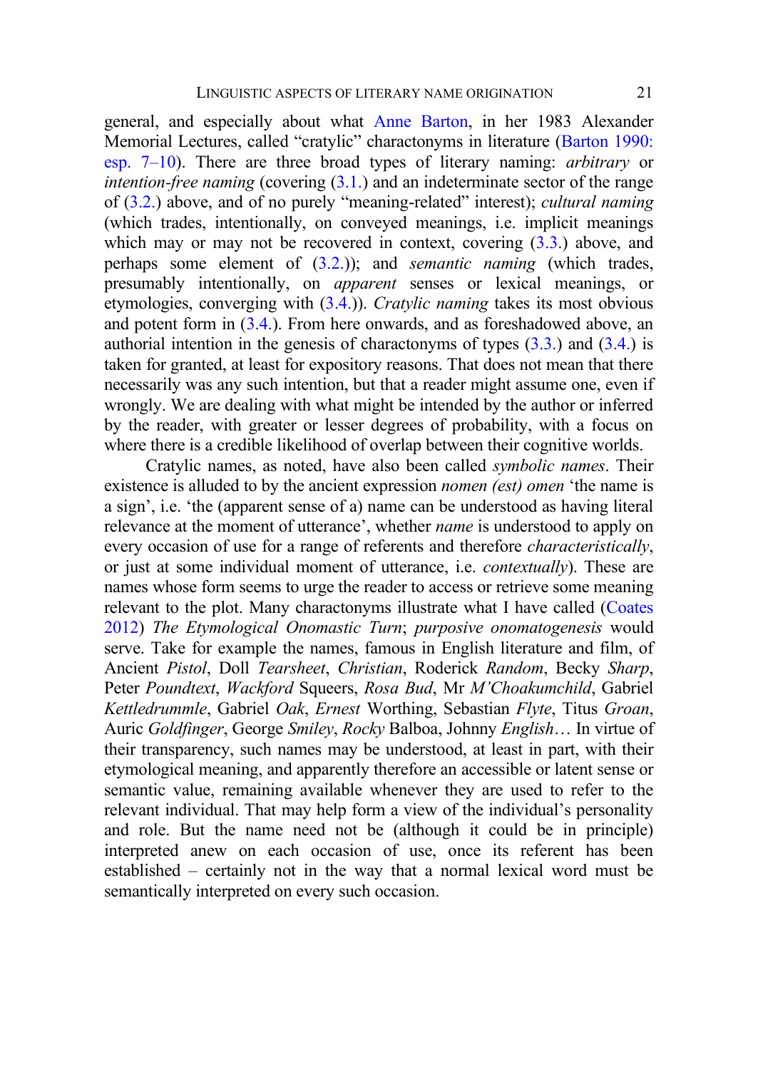general, and especially about what Anne Barton, in her 1983 Alexander Memorial Lectures, called "cratylic" charactonyms in literature (Barton 1990: esp. 7–10). There are three broad types of literary naming: *arbitrary* or *intention-free naming* (covering (3.1.) and an indeterminate sector of the range of (3.2.) above, and of no purely "meaning-related" interest); *cultural naming* (which trades, intentionally, on conveyed meanings, i.e. implicit meanings which may or may not be recovered in context, covering (3.3.) above, and perhaps some element of (3.2.)); and *semantic naming* (which trades, presumably intentionally, on *apparent* senses or lexical meanings, or etymologies, converging with (3.4.)). *Cratylic naming* takes its most obvious and potent form in (3.4.). From here onwards, and as foreshadowed above, an authorial intention in the genesis of charactonyms of types (3.3.) and (3.4.) is taken for granted, at least for expository reasons. That does not mean that there necessarily was any such intention, but that a reader might assume one, even if wrongly. We are dealing with what might be intended by the author or inferred by the reader, with greater or lesser degrees of probability, with a focus on where there is a credible likelihood of overlap between their cognitive worlds.

Cratylic names, as noted, have also been called *symbolic names*. Their existence is alluded to by the ancient expression *nomen (est) omen* 'the name is a sign', i.e. 'the (apparent sense of a) name can be understood as having literal relevance at the moment of utterance', whether *name* is understood to apply on every occasion of use for a range of referents and therefore *characteristically*, or just at some individual moment of utterance, i.e. *contextually*). These are names whose form seems to urge the reader to access or retrieve some meaning relevant to the plot. Many charactonyms illustrate what I have called (Coates 2012) *The Etymological Onomastic Turn*; *purposive onomatogenesis* would serve. Take for example the names, famous in English literature and film, of Ancient *Pistol*, Doll *Tearsheet*, *Christian*, Roderick *Random*, Becky *Sharp*, Peter *Poundtext*, *Wackford* Squeers, *Rosa Bud*, Mr *M'Choakumchild*, Gabriel *Kettledrummle*, Gabriel *Oak*, *Ernest* Worthing, Sebastian *Flyte*, Titus *Groan*, Auric *Goldfinger*, George *Smiley*, *Rocky* Balboa, Johnny *English*… In virtue of their transparency, such names may be understood, at least in part, with their etymological meaning, and apparently therefore an accessible or latent sense or semantic value, remaining available whenever they are used to refer to the relevant individual. That may help form a view of the individual's personality and role. But the name need not be (although it could be in principle) interpreted anew on each occasion of use, once its referent has been established – certainly not in the way that a normal lexical word must be semantically interpreted on every such occasion.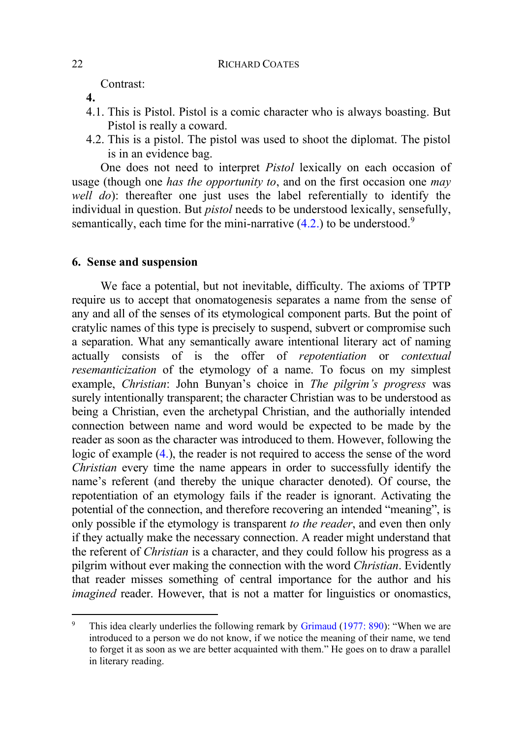Contrast:

**4.**

4.1. This is Pistol. Pistol is a comic character who is always boasting. But Pistol is really a coward.

4.2. This is a pistol. The pistol was used to shoot the diplomat. The pistol is in an evidence bag.

One does not need to interpret *Pistol* lexically on each occasion of usage (though one *has the opportunity to*, and on the first occasion one *may well do*): thereafter one just uses the label referentially to identify the individual in question. But *pistol* needs to be understood lexically, sensefully, semantically, each time for the mini-narrative (4.2.) to be understood.[9]

## 6. Sense and suspension

We face a potential, but not inevitable, difficulty. The axioms of TPTP require us to accept that onomatogenesis separates a name from the sense of any and all of the senses of its etymological component parts. But the point of cratylic names of this type is precisely to suspend, subvert or compromise such a separation. What any semantically aware intentional literary act of naming actually consists of is the offer of *repotentiation* or *contextual resemanticization* of the etymology of a name. To focus on my simplest example, *Christian*: John Bunyan's choice in *The pilgrim's progress* was surely intentionally transparent; the character Christian was to be understood as being a Christian, even the archetypal Christian, and the authorially intended connection between name and word would be expected to be made by the reader as soon as the character was introduced to them. However, following the logic of example (4.), the reader is not required to access the sense of the word *Christian* every time the name appears in order to successfully identify the name's referent (and thereby the unique character denoted). Of course, the repotentiation of an etymology fails if the reader is ignorant. Activating the potential of the connection, and therefore recovering an intended "meaning", is only possible if the etymology is transparent *to the reader*, and even then only if they actually make the necessary connection. A reader might understand that the referent of *Christian* is a character, and they could follow his progress as a pilgrim without ever making the connection with the word *Christian*. Evidently that reader misses something of central importance for the author and his *imagined* reader. However, that is not a matter for linguistics or onomastics,

---

[9] This idea clearly underlies the following remark by Grimaud (1977: 890): "When we are introduced to a person we do not know, if we notice the meaning of their name, we tend to forget it as soon as we are better acquainted with them." He goes on to draw a parallel in literary reading.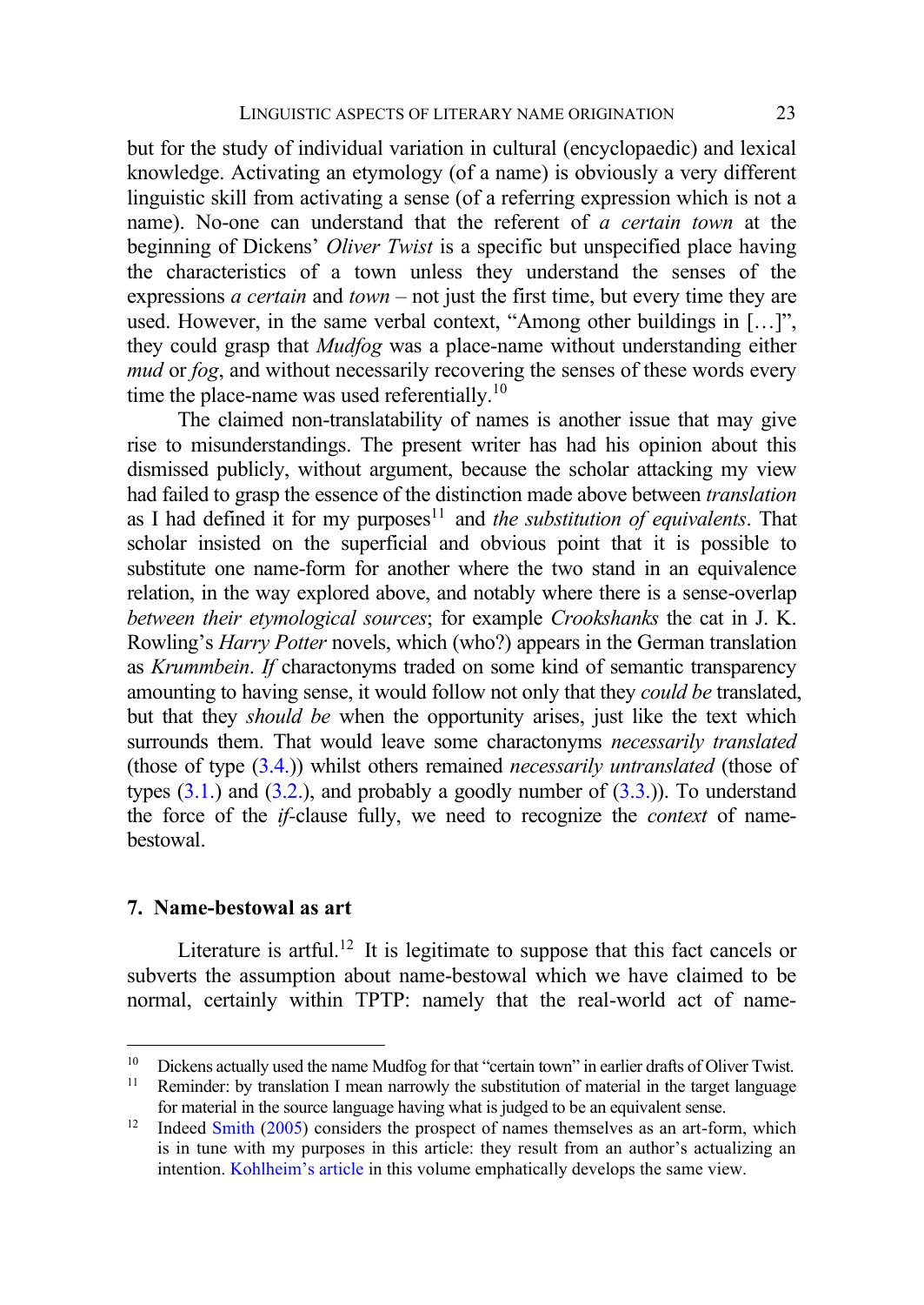but for the study of individual variation in cultural (encyclopaedic) and lexical knowledge. Activating an etymology (of a name) is obviously a very different linguistic skill from activating a sense (of a referring expression which is not a name). No-one can understand that the referent of *a certain town* at the beginning of Dickens' *Oliver Twist* is a specific but unspecified place having the characteristics of a town unless they understand the senses of the expressions *a certain* and *town* – not just the first time, but every time they are used. However, in the same verbal context, "Among other buildings in […]", they could grasp that *Mudfog* was a place-name without understanding either *mud* or *fog*, and without necessarily recovering the senses of these words every time the place-name was used referentially.[10]

The claimed non-translatability of names is another issue that may give rise to misunderstandings. The present writer has had his opinion about this dismissed publicly, without argument, because the scholar attacking my view had failed to grasp the essence of the distinction made above between *translation* as I had defined it for my purposes[11] and *the substitution of equivalents*. That scholar insisted on the superficial and obvious point that it is possible to substitute one name-form for another where the two stand in an equivalence relation, in the way explored above, and notably where there is a sense-overlap *between their etymological sources*; for example *Crookshanks* the cat in J. K. Rowling's *Harry Potter* novels, which (who?) appears in the German translation as *Krummbein*. *If* charactonyms traded on some kind of semantic transparency amounting to having sense, it would follow not only that they *could be* translated, but that they *should be* when the opportunity arises, just like the text which surrounds them. That would leave some charactonyms *necessarily translated* (those of type (3.4.)) whilst others remained *necessarily untranslated* (those of types (3.1.) and (3.2.), and probably a goodly number of (3.3.)). To understand the force of the *if*-clause fully, we need to recognize the *context* of name-bestowal.

## 7. Name-bestowal as art

Literature is artful.[12] It is legitimate to suppose that this fact cancels or subverts the assumption about name-bestowal which we have claimed to be normal, certainly within TPTP: namely that the real-world act of name-

---

[10] Dickens actually used the name Mudfog for that "certain town" in earlier drafts of Oliver Twist.

[11] Reminder: by translation I mean narrowly the substitution of material in the target language for material in the source language having what is judged to be an equivalent sense.

[12] Indeed Smith (2005) considers the prospect of names themselves as an art-form, which is in tune with my purposes in this article: they result from an author's actualizing an intention. Kohlheim's article in this volume emphatically develops the same view.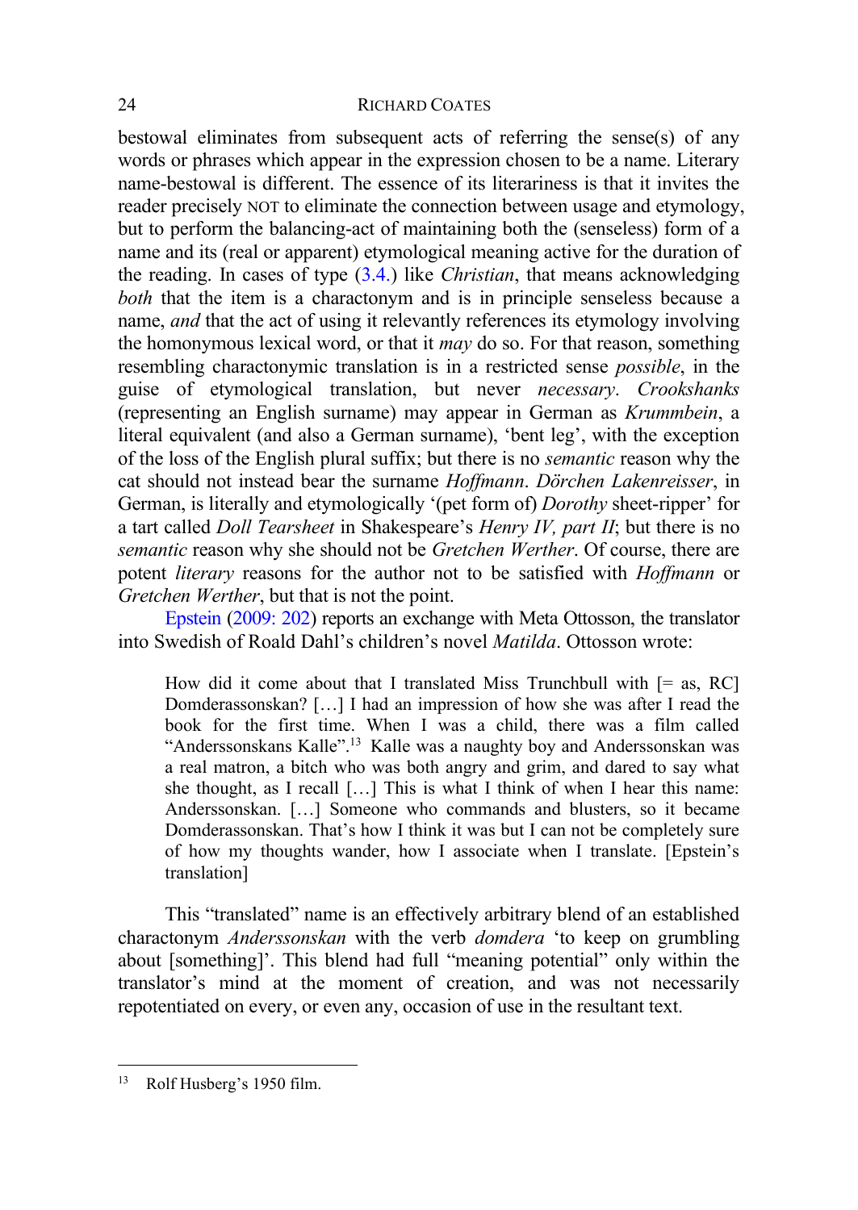bestowal eliminates from subsequent acts of referring the sense(s) of any words or phrases which appear in the expression chosen to be a name. Literary name-bestowal is different. The essence of its literariness is that it invites the reader precisely NOT to eliminate the connection between usage and etymology, but to perform the balancing-act of maintaining both the (senseless) form of a name and its (real or apparent) etymological meaning active for the duration of the reading. In cases of type (3.4.) like *Christian*, that means acknowledging *both* that the item is a charactonym and is in principle senseless because a name, *and* that the act of using it relevantly references its etymology involving the homonymous lexical word, or that it *may* do so. For that reason, something resembling charactonymic translation is in a restricted sense *possible*, in the guise of etymological translation, but never *necessary*. *Crookshanks* (representing an English surname) may appear in German as *Krummbein*, a literal equivalent (and also a German surname), 'bent leg', with the exception of the loss of the English plural suffix; but there is no *semantic* reason why the cat should not instead bear the surname *Hoffmann*. *Dörchen Lakenreisser*, in German, is literally and etymologically '(pet form of) *Dorothy* sheet-ripper' for a tart called *Doll Tearsheet* in Shakespeare's *Henry IV, part II*; but there is no *semantic* reason why she should not be *Gretchen Werther*. Of course, there are potent *literary* reasons for the author not to be satisfied with *Hoffmann* or *Gretchen Werther*, but that is not the point.

Epstein (2009: 202) reports an exchange with Meta Ottosson, the translator into Swedish of Roald Dahl's children's novel *Matilda*. Ottosson wrote:

> How did it come about that I translated Miss Trunchbull with [= as, RC] Domderassonskan? […] I had an impression of how she was after I read the book for the first time. When I was a child, there was a film called "Anderssonskans Kalle".[13] Kalle was a naughty boy and Anderssonskan was a real matron, a bitch who was both angry and grim, and dared to say what she thought, as I recall […] This is what I think of when I hear this name: Anderssonskan. […] Someone who commands and blusters, so it became Domderassonskan. That's how I think it was but I can not be completely sure of how my thoughts wander, how I associate when I translate. [Epstein's translation]

This "translated" name is an effectively arbitrary blend of an established charactonym *Anderssonskan* with the verb *domdera* 'to keep on grumbling about [something]'. This blend had full "meaning potential" only within the translator's mind at the moment of creation, and was not necessarily repotentiated on every, or even any, occasion of use in the resultant text.

---

[13] Rolf Husberg's 1950 film.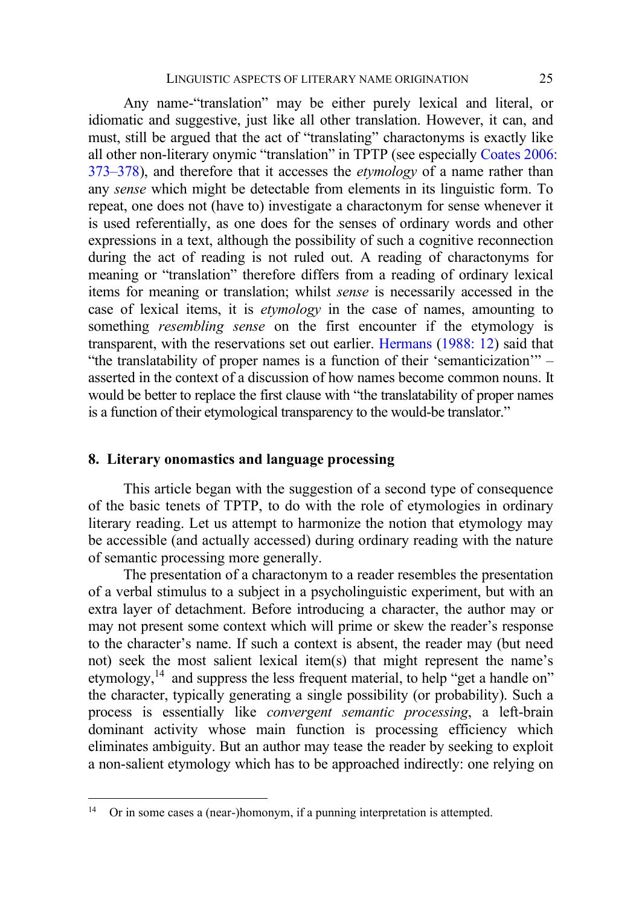Any name-“translation” may be either purely lexical and literal, or idiomatic and suggestive, just like all other translation. However, it can, and must, still be argued that the act of “translating” charactonyms is exactly like all other non-literary onymic “translation” in TPTP (see especially Coates 2006: 373–378), and therefore that it accesses the *etymology* of a name rather than any *sense* which might be detectable from elements in its linguistic form. To repeat, one does not (have to) investigate a charactonym for sense whenever it is used referentially, as one does for the senses of ordinary words and other expressions in a text, although the possibility of such a cognitive reconnection during the act of reading is not ruled out. A reading of charactonyms for meaning or “translation” therefore differs from a reading of ordinary lexical items for meaning or translation; whilst *sense* is necessarily accessed in the case of lexical items, it is *etymology* in the case of names, amounting to something *resembling sense* on the first encounter if the etymology is transparent, with the reservations set out earlier. Hermans (1988: 12) said that “the translatability of proper names is a function of their ‘semanticization’” – asserted in the context of a discussion of how names become common nouns. It would be better to replace the first clause with “the translatability of proper names is a function of their etymological transparency to the would-be translator.”

## 8. Literary onomastics and language processing

This article began with the suggestion of a second type of consequence of the basic tenets of TPTP, to do with the role of etymologies in ordinary literary reading. Let us attempt to harmonize the notion that etymology may be accessible (and actually accessed) during ordinary reading with the nature of semantic processing more generally.

The presentation of a charactonym to a reader resembles the presentation of a verbal stimulus to a subject in a psycholinguistic experiment, but with an extra layer of detachment. Before introducing a character, the author may or may not present some context which will prime or skew the reader’s response to the character’s name. If such a context is absent, the reader may (but need not) seek the most salient lexical item(s) that might represent the name’s etymology,[14] and suppress the less frequent material, to help “get a handle on” the character, typically generating a single possibility (or probability). Such a process is essentially like *convergent semantic processing*, a left-brain dominant activity whose main function is processing efficiency which eliminates ambiguity. But an author may tease the reader by seeking to exploit a non-salient etymology which has to be approached indirectly: one relying on

[14] Or in some cases a (near-)homonym, if a punning interpretation is attempted.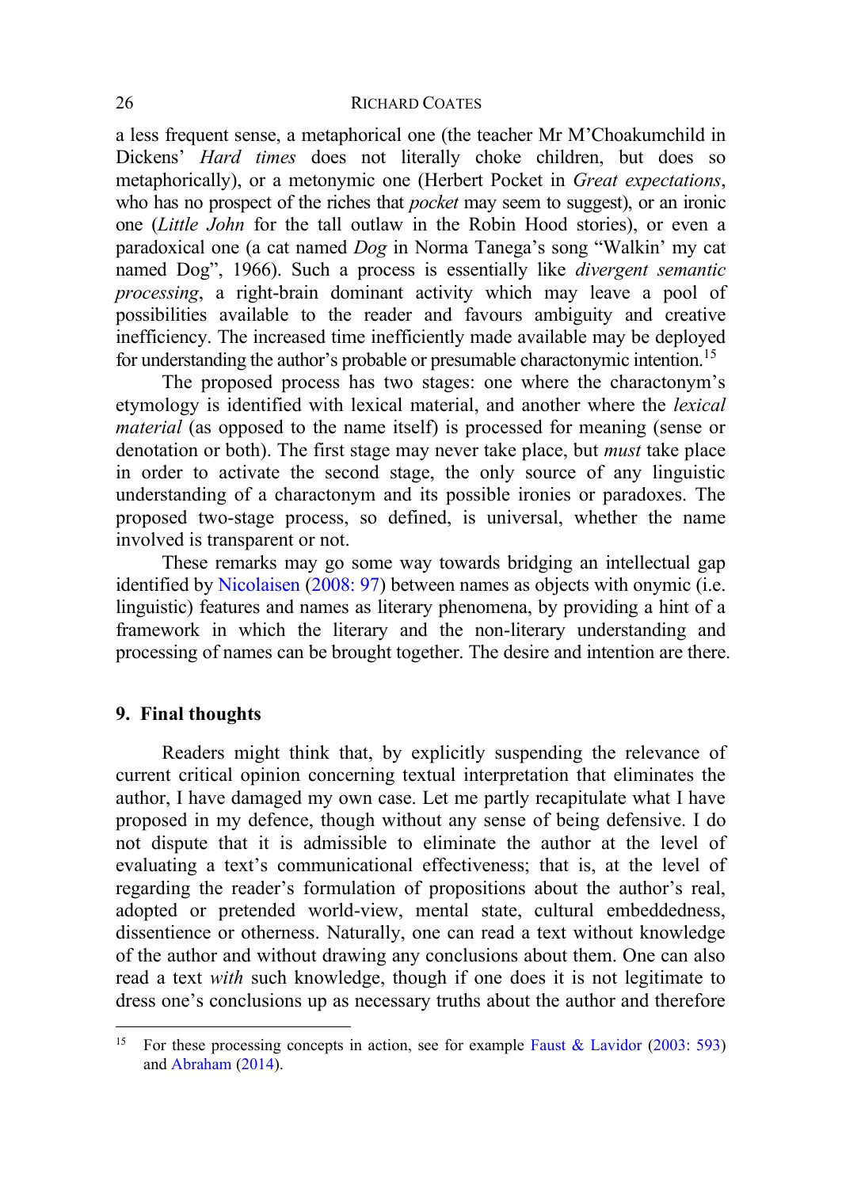a less frequent sense, a metaphorical one (the teacher Mr M'Choakumchild in Dickens' *Hard times* does not literally choke children, but does so metaphorically), or a metonymic one (Herbert Pocket in *Great expectations*, who has no prospect of the riches that *pocket* may seem to suggest), or an ironic one (*Little John* for the tall outlaw in the Robin Hood stories), or even a paradoxical one (a cat named *Dog* in Norma Tanega's song "Walkin' my cat named Dog", 1966). Such a process is essentially like *divergent semantic processing*, a right-brain dominant activity which may leave a pool of possibilities available to the reader and favours ambiguity and creative inefficiency. The increased time inefficiently made available may be deployed for understanding the author's probable or presumable charactonymic intention.[15]

The proposed process has two stages: one where the charactonym's etymology is identified with lexical material, and another where the *lexical material* (as opposed to the name itself) is processed for meaning (sense or denotation or both). The first stage may never take place, but *must* take place in order to activate the second stage, the only source of any linguistic understanding of a charactonym and its possible ironies or paradoxes. The proposed two-stage process, so defined, is universal, whether the name involved is transparent or not.

These remarks may go some way towards bridging an intellectual gap identified by Nicolaisen (2008: 97) between names as objects with onymic (i.e. linguistic) features and names as literary phenomena, by providing a hint of a framework in which the literary and the non-literary understanding and processing of names can be brought together. The desire and intention are there.

## 9. Final thoughts

Readers might think that, by explicitly suspending the relevance of current critical opinion concerning textual interpretation that eliminates the author, I have damaged my own case. Let me partly recapitulate what I have proposed in my defence, though without any sense of being defensive. I do not dispute that it is admissible to eliminate the author at the level of evaluating a text's communicational effectiveness; that is, at the level of regarding the reader's formulation of propositions about the author's real, adopted or pretended world-view, mental state, cultural embeddedness, dissentience or otherness. Naturally, one can read a text without knowledge of the author and without drawing any conclusions about them. One can also read a text *with* such knowledge, though if one does it is not legitimate to dress one's conclusions up as necessary truths about the author and therefore

[15] For these processing concepts in action, see for example Faust & Lavidor (2003: 593) and Abraham (2014).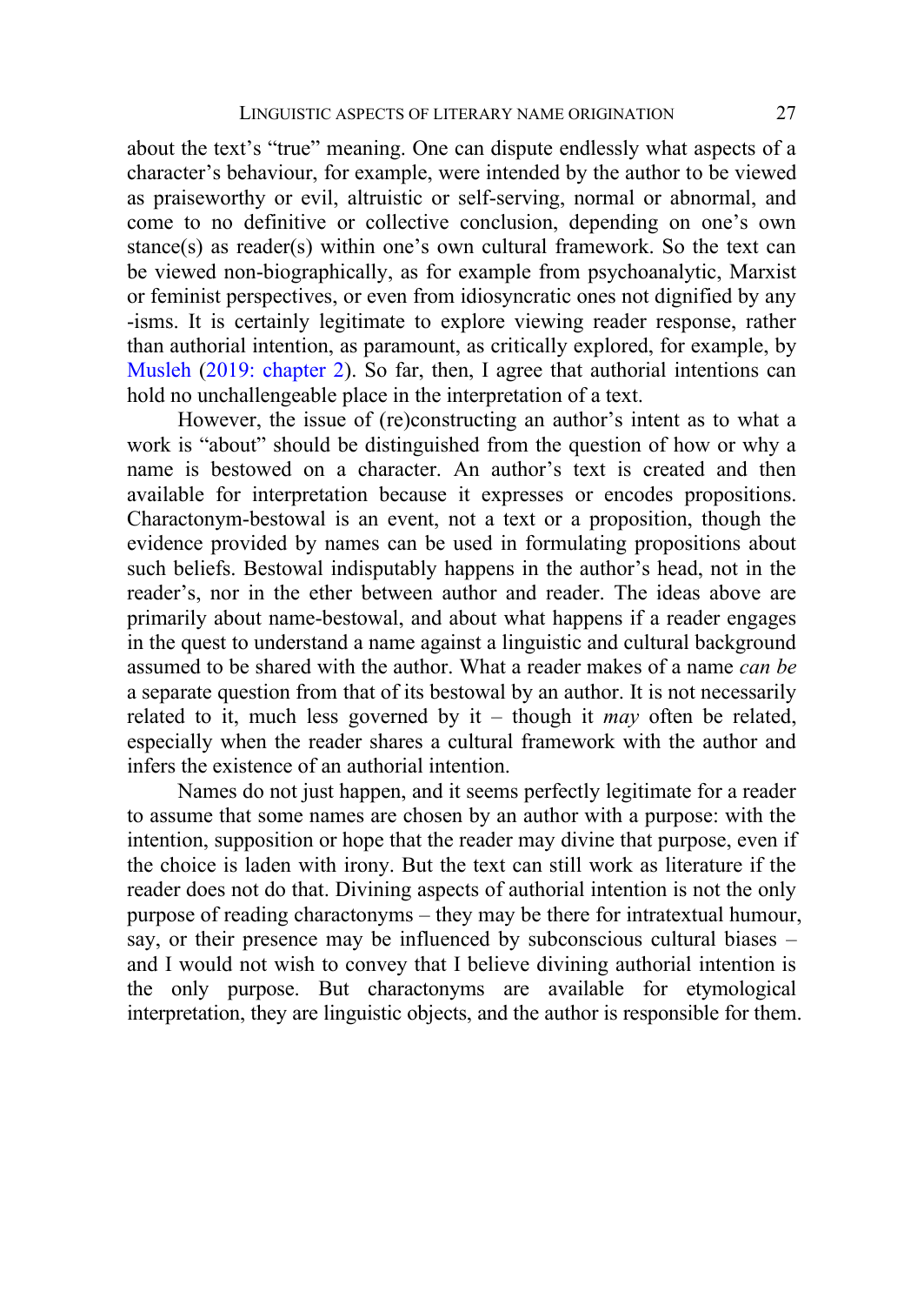about the text's "true" meaning. One can dispute endlessly what aspects of a character's behaviour, for example, were intended by the author to be viewed as praiseworthy or evil, altruistic or self-serving, normal or abnormal, and come to no definitive or collective conclusion, depending on one's own stance(s) as reader(s) within one's own cultural framework. So the text can be viewed non-biographically, as for example from psychoanalytic, Marxist or feminist perspectives, or even from idiosyncratic ones not dignified by any -isms. It is certainly legitimate to explore viewing reader response, rather than authorial intention, as paramount, as critically explored, for example, by Musleh (2019: chapter 2). So far, then, I agree that authorial intentions can hold no unchallengeable place in the interpretation of a text.

However, the issue of (re)constructing an author's intent as to what a work is "about" should be distinguished from the question of how or why a name is bestowed on a character. An author's text is created and then available for interpretation because it expresses or encodes propositions. Charactonym-bestowal is an event, not a text or a proposition, though the evidence provided by names can be used in formulating propositions about such beliefs. Bestowal indisputably happens in the author's head, not in the reader's, nor in the ether between author and reader. The ideas above are primarily about name-bestowal, and about what happens if a reader engages in the quest to understand a name against a linguistic and cultural background assumed to be shared with the author. What a reader makes of a name *can be* a separate question from that of its bestowal by an author. It is not necessarily related to it, much less governed by it – though it *may* often be related, especially when the reader shares a cultural framework with the author and infers the existence of an authorial intention.

Names do not just happen, and it seems perfectly legitimate for a reader to assume that some names are chosen by an author with a purpose: with the intention, supposition or hope that the reader may divine that purpose, even if the choice is laden with irony. But the text can still work as literature if the reader does not do that. Divining aspects of authorial intention is not the only purpose of reading charactonyms – they may be there for intratextual humour, say, or their presence may be influenced by subconscious cultural biases – and I would not wish to convey that I believe divining authorial intention is the only purpose. But charactonyms are available for etymological interpretation, they are linguistic objects, and the author is responsible for them.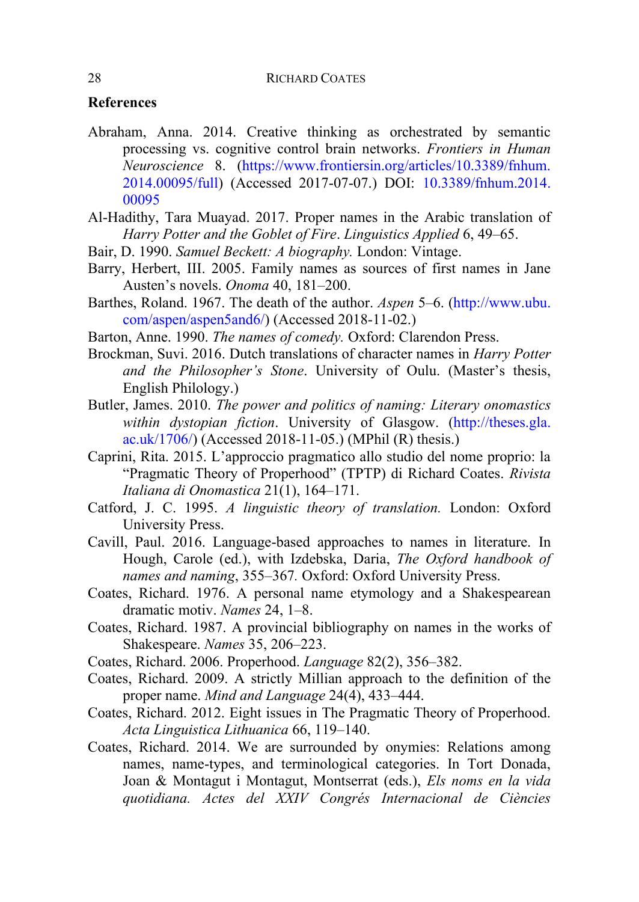**References**

Abraham, Anna. 2014. Creative thinking as orchestrated by semantic processing vs. cognitive control brain networks. *Frontiers in Human Neuroscience* 8. (https://www.frontiersin.org/articles/10.3389/fnhum.2014.00095/full) (Accessed 2017-07-07.) DOI: 10.3389/fnhum.2014.00095

Al-Hadithy, Tara Muayad. 2017. Proper names in the Arabic translation of *Harry Potter and the Goblet of Fire*. *Linguistics Applied* 6, 49–65.

Bair, D. 1990. *Samuel Beckett: A biography.* London: Vintage.

Barry, Herbert, III. 2005. Family names as sources of first names in Jane Austen's novels. *Onoma* 40, 181–200.

Barthes, Roland. 1967. The death of the author. *Aspen* 5–6. (http://www.ubu.com/aspen/aspen5and6/) (Accessed 2018-11-02.)

Barton, Anne. 1990. *The names of comedy.* Oxford: Clarendon Press.

Brockman, Suvi. 2016. Dutch translations of character names in *Harry Potter and the Philosopher's Stone*. University of Oulu. (Master's thesis, English Philology.)

Butler, James. 2010. *The power and politics of naming: Literary onomastics within dystopian fiction*. University of Glasgow. (http://theses.gla.ac.uk/1706/) (Accessed 2018-11-05.) (MPhil (R) thesis.)

Caprini, Rita. 2015. L'approccio pragmatico allo studio del nome proprio: la "Pragmatic Theory of Properhood" (TPTP) di Richard Coates. *Rivista Italiana di Onomastica* 21(1), 164–171.

Catford, J. C. 1995. *A linguistic theory of translation.* London: Oxford University Press.

Cavill, Paul. 2016. Language-based approaches to names in literature. In Hough, Carole (ed.), with Izdebska, Daria, *The Oxford handbook of names and naming*, 355–367*.* Oxford: Oxford University Press.

Coates, Richard. 1976. A personal name etymology and a Shakespearean dramatic motiv. *Names* 24, 1–8.

Coates, Richard. 1987. A provincial bibliography on names in the works of Shakespeare. *Names* 35, 206–223.

Coates, Richard. 2006. Properhood. *Language* 82(2), 356–382.

Coates, Richard. 2009. A strictly Millian approach to the definition of the proper name. *Mind and Language* 24(4), 433–444.

Coates, Richard. 2012. Eight issues in The Pragmatic Theory of Properhood. *Acta Linguistica Lithuanica* 66, 119–140.

Coates, Richard. 2014. We are surrounded by onymies: Relations among names, name-types, and terminological categories. In Tort Donada, Joan & Montagut i Montagut, Montserrat (eds.), *Els noms en la vida quotidiana. Actes del XXIV Congrés Internacional de Ciències*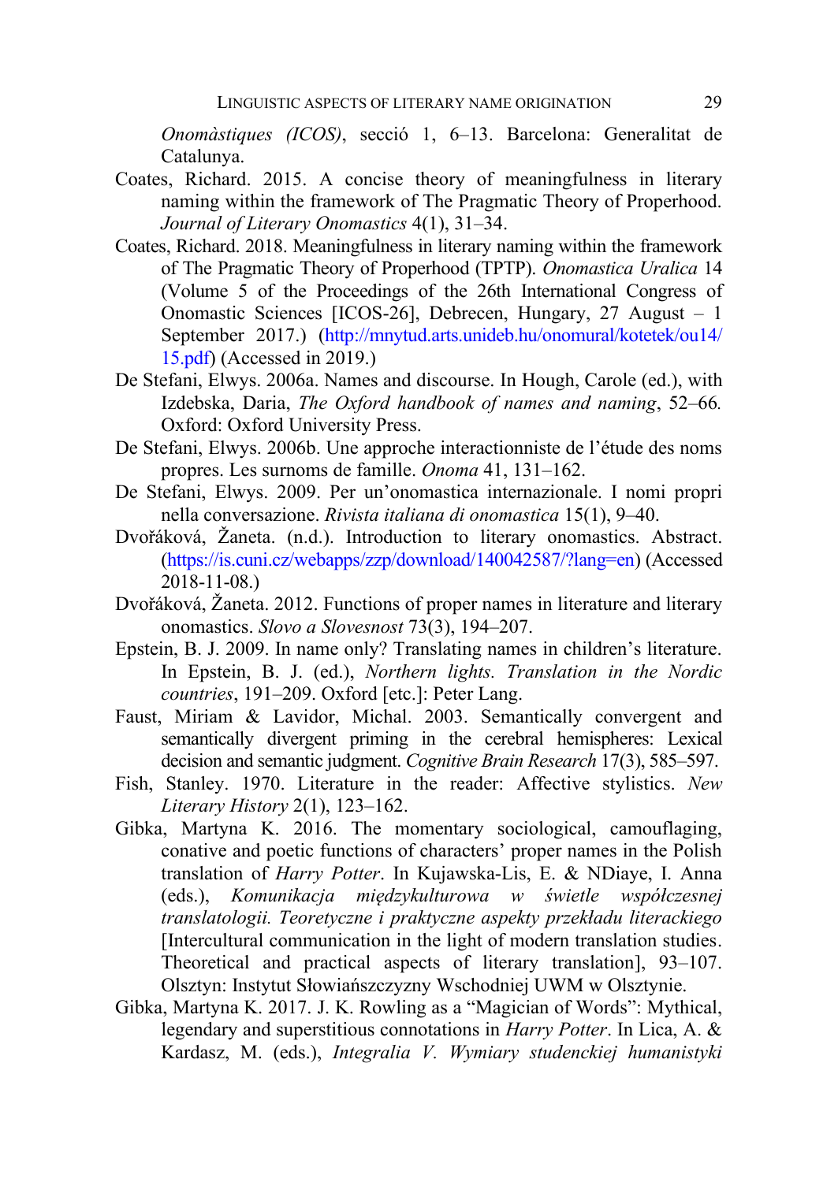*Onomàstiques (ICOS)*, secció 1, 6–13. Barcelona: Generalitat de Catalunya.

Coates, Richard. 2015. A concise theory of meaningfulness in literary naming within the framework of The Pragmatic Theory of Properhood. *Journal of Literary Onomastics* 4(1), 31–34.

Coates, Richard. 2018. Meaningfulness in literary naming within the framework of The Pragmatic Theory of Properhood (TPTP). *Onomastica Uralica* 14 (Volume 5 of the Proceedings of the 26th International Congress of Onomastic Sciences [ICOS-26], Debrecen, Hungary, 27 August – 1 September 2017.) (http://mnytud.arts.unideb.hu/onomural/kotetek/ou14/15.pdf) (Accessed in 2019.)

De Stefani, Elwys. 2006a. Names and discourse. In Hough, Carole (ed.), with Izdebska, Daria, *The Oxford handbook of names and naming*, 52–66. Oxford: Oxford University Press.

De Stefani, Elwys. 2006b. Une approche interactionniste de l'étude des noms propres. Les surnoms de famille. *Onoma* 41, 131–162.

De Stefani, Elwys. 2009. Per un'onomastica internazionale. I nomi propri nella conversazione. *Rivista italiana di onomastica* 15(1), 9–40.

Dvořáková, Žaneta. (n.d.). Introduction to literary onomastics. Abstract. (https://is.cuni.cz/webapps/zzp/download/140042587/?lang=en) (Accessed 2018-11-08.)

Dvořáková, Žaneta. 2012. Functions of proper names in literature and literary onomastics. *Slovo a Slovesnost* 73(3), 194–207.

Epstein, B. J. 2009. In name only? Translating names in children's literature. In Epstein, B. J. (ed.), *Northern lights. Translation in the Nordic countries*, 191–209. Oxford [etc.]: Peter Lang.

Faust, Miriam & Lavidor, Michal. 2003. Semantically convergent and semantically divergent priming in the cerebral hemispheres: Lexical decision and semantic judgment. *Cognitive Brain Research* 17(3), 585–597.

Fish, Stanley. 1970. Literature in the reader: Affective stylistics. *New Literary History* 2(1), 123–162.

Gibka, Martyna K. 2016. The momentary sociological, camouflaging, conative and poetic functions of characters' proper names in the Polish translation of *Harry Potter*. In Kujawska-Lis, E. & NDiaye, I. Anna (eds.), *Komunikacja międzykulturowa w świetle współczesnej translatologii. Teoretyczne i praktyczne aspekty przekładu literackiego* [Intercultural communication in the light of modern translation studies. Theoretical and practical aspects of literary translation], 93–107. Olsztyn: Instytut Słowiańszczyzny Wschodniej UWM w Olsztynie.

Gibka, Martyna K. 2017. J. K. Rowling as a "Magician of Words": Mythical, legendary and superstitious connotations in *Harry Potter*. In Lica, A. & Kardasz, M. (eds.), *Integralia V. Wymiary studenckiej humanistyki*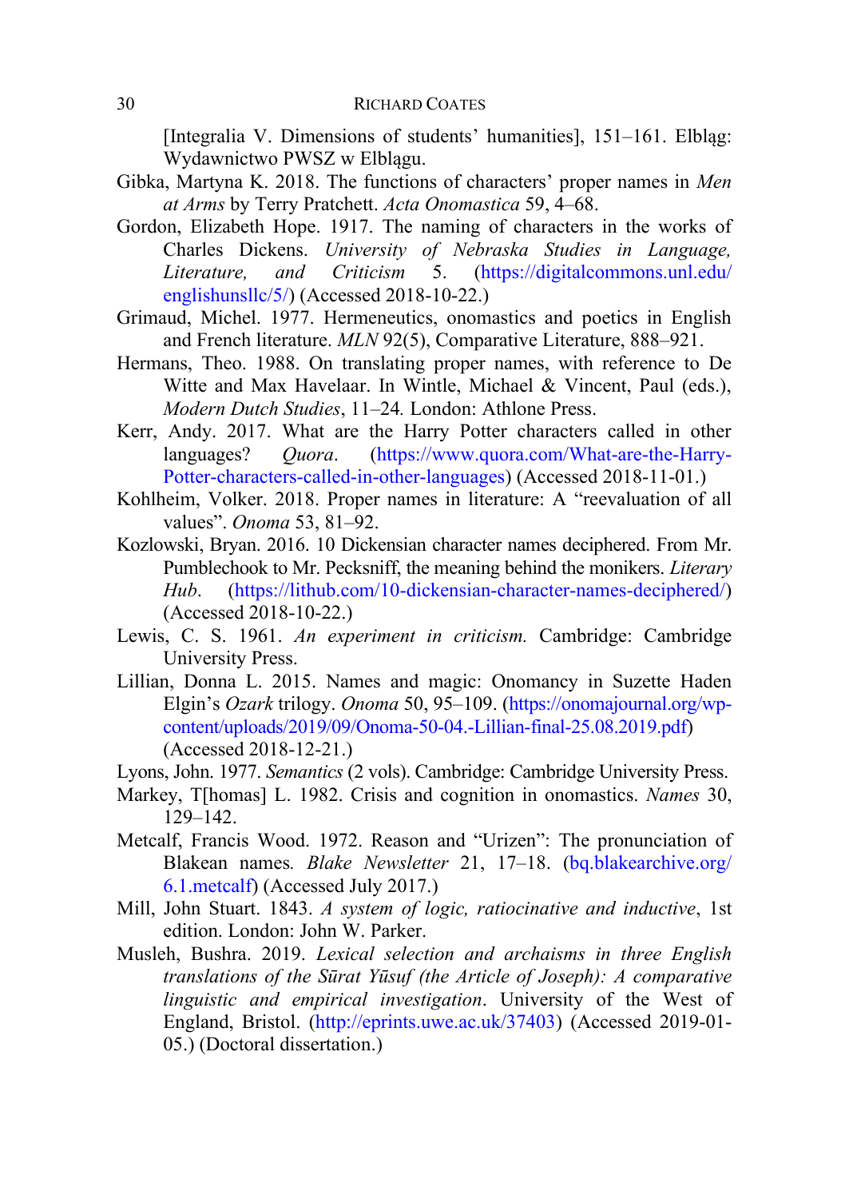[Integralia V. Dimensions of students' humanities], 151–161. Elbląg: Wydawnictwo PWSZ w Elblągu.

Gibka, Martyna K. 2018. The functions of characters' proper names in *Men at Arms* by Terry Pratchett. *Acta Onomastica* 59, 4–68.

Gordon, Elizabeth Hope. 1917. The naming of characters in the works of Charles Dickens. *University of Nebraska Studies in Language, Literature, and Criticism* 5. (https://digitalcommons.unl.edu/englishunsllc/5/) (Accessed 2018-10-22.)

Grimaud, Michel. 1977. Hermeneutics, onomastics and poetics in English and French literature. *MLN* 92(5), Comparative Literature, 888–921.

Hermans, Theo. 1988. On translating proper names, with reference to De Witte and Max Havelaar. In Wintle, Michael & Vincent, Paul (eds.), *Modern Dutch Studies*, 11–24. London: Athlone Press.

Kerr, Andy. 2017. What are the Harry Potter characters called in other languages? *Quora*. (https://www.quora.com/What-are-the-Harry-Potter-characters-called-in-other-languages) (Accessed 2018-11-01.)

Kohlheim, Volker. 2018. Proper names in literature: A "reevaluation of all values". *Onoma* 53, 81–92.

Kozlowski, Bryan. 2016. 10 Dickensian character names deciphered. From Mr. Pumblechook to Mr. Pecksniff, the meaning behind the monikers. *Literary Hub*. (https://lithub.com/10-dickensian-character-names-deciphered/) (Accessed 2018-10-22.)

Lewis, C. S. 1961. *An experiment in criticism.* Cambridge: Cambridge University Press.

Lillian, Donna L. 2015. Names and magic: Onomancy in Suzette Haden Elgin's *Ozark* trilogy. *Onoma* 50, 95–109. (https://onomajournal.org/wp-content/uploads/2019/09/Onoma-50-04.-Lillian-final-25.08.2019.pdf) (Accessed 2018-12-21.)

Lyons, John. 1977. *Semantics* (2 vols). Cambridge: Cambridge University Press.

Markey, T[homas] L. 1982. Crisis and cognition in onomastics. *Names* 30, 129–142.

Metcalf, Francis Wood. 1972. Reason and "Urizen": The pronunciation of Blakean names*.* *Blake Newsletter* 21, 17–18. (bq.blakearchive.org/6.1.metcalf) (Accessed July 2017.)

Mill, John Stuart. 1843. *A system of logic, ratiocinative and inductive*, 1st edition. London: John W. Parker.

Musleh, Bushra. 2019. *Lexical selection and archaisms in three English translations of the Sūrat Yūsuf (the Article of Joseph): A comparative linguistic and empirical investigation*. University of the West of England, Bristol. (http://eprints.uwe.ac.uk/37403) (Accessed 2019-01-05.) (Doctoral dissertation.)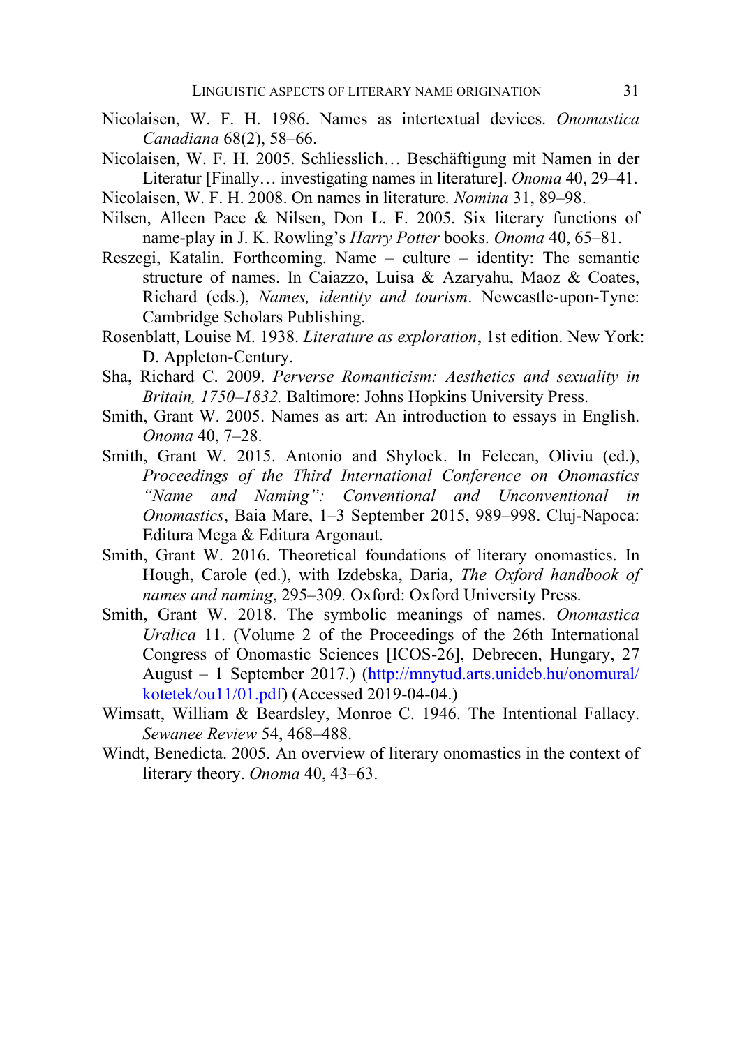Nicolaisen, W. F. H. 1986. Names as intertextual devices. *Onomastica Canadiana* 68(2), 58–66.

Nicolaisen, W. F. H. 2005. Schliesslich… Beschäftigung mit Namen in der Literatur [Finally… investigating names in literature]. *Onoma* 40, 29–41.

Nicolaisen, W. F. H. 2008. On names in literature. *Nomina* 31, 89–98.

Nilsen, Alleen Pace & Nilsen, Don L. F. 2005. Six literary functions of name-play in J. K. Rowling's *Harry Potter* books. *Onoma* 40, 65–81.

Reszegi, Katalin. Forthcoming. Name – culture – identity: The semantic structure of names. In Caiazzo, Luisa & Azaryahu, Maoz & Coates, Richard (eds.), *Names, identity and tourism*. Newcastle-upon-Tyne: Cambridge Scholars Publishing.

Rosenblatt, Louise M. 1938. *Literature as exploration*, 1st edition. New York: D. Appleton-Century.

Sha, Richard C. 2009. *Perverse Romanticism: Aesthetics and sexuality in Britain, 1750–1832.* Baltimore: Johns Hopkins University Press.

Smith, Grant W. 2005. Names as art: An introduction to essays in English. *Onoma* 40, 7–28.

Smith, Grant W. 2015. Antonio and Shylock. In Felecan, Oliviu (ed.), *Proceedings of the Third International Conference on Onomastics "Name and Naming": Conventional and Unconventional in Onomastics*, Baia Mare, 1–3 September 2015, 989–998. Cluj-Napoca: Editura Mega & Editura Argonaut.

Smith, Grant W. 2016. Theoretical foundations of literary onomastics. In Hough, Carole (ed.), with Izdebska, Daria, *The Oxford handbook of names and naming*, 295–309. Oxford: Oxford University Press.

Smith, Grant W. 2018. The symbolic meanings of names. *Onomastica Uralica* 11. (Volume 2 of the Proceedings of the 26th International Congress of Onomastic Sciences [ICOS-26], Debrecen, Hungary, 27 August – 1 September 2017.) (http://mnytud.arts.unideb.hu/onomural/kotetek/ou11/01.pdf) (Accessed 2019-04-04.)

Wimsatt, William & Beardsley, Monroe C. 1946. The Intentional Fallacy. *Sewanee Review* 54, 468–488.

Windt, Benedicta. 2005. An overview of literary onomastics in the context of literary theory. *Onoma* 40, 43–63.